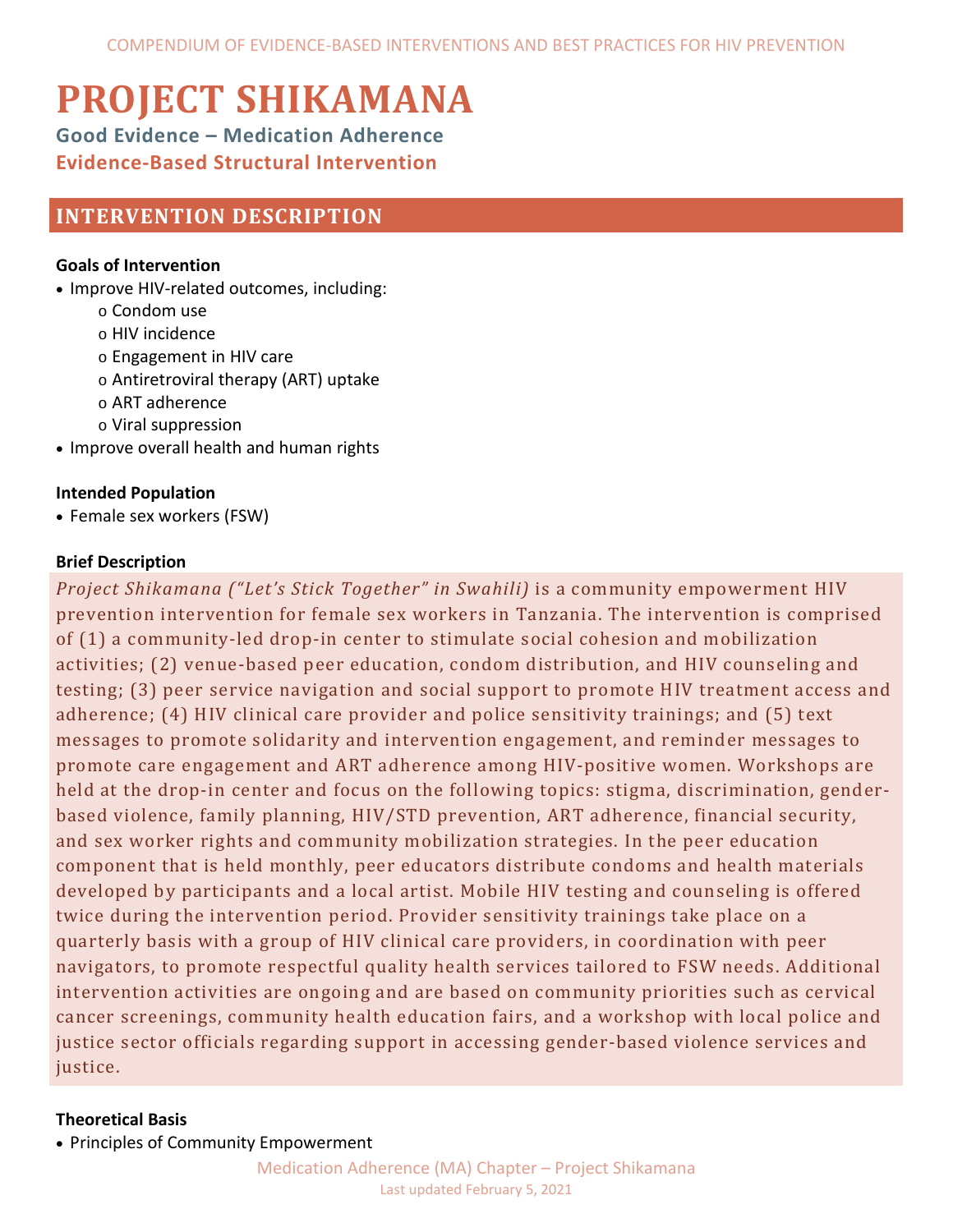# PROJECT SHIKAMANA

**Good Evidence – Medication Adherence**

**Evidence-Based Structural Intervention**

## INTERVENTION DESCRIPTION

### Goals of Intervention

- Improve HIV-related outcomes, including:
  - Condom use
  - HIV incidence
  - Engagement in HIV care
  - Antiretroviral therapy (ART) uptake
  - ART adherence
  - Viral suppression
- Improve overall health and human rights

### Intended Population

- Female sex workers (FSW)

### Brief Description

*Project Shikamana ("Let's Stick Together" in Swahili)* is a community empowerment HIV prevention intervention for female sex workers in Tanzania. The intervention is comprised of (1) a community-led drop-in center to stimulate social cohesion and mobilization activities; (2) venue-based peer education, condom distribution, and HIV counseling and testing; (3) peer service navigation and social support to promote HIV treatment access and adherence; (4) HIV clinical care provider and police sensitivity trainings; and (5) text messages to promote solidarity and intervention engagement, and reminder messages to promote care engagement and ART adherence among HIV-positive women. Workshops are held at the drop-in center and focus on the following topics: stigma, discrimination, gender-based violence, family planning, HIV/STD prevention, ART adherence, financial security, and sex worker rights and community mobilization strategies. In the peer education component that is held monthly, peer educators distribute condoms and health materials developed by participants and a local artist. Mobile HIV testing and counseling is offered twice during the intervention period. Provider sensitivity trainings take place on a quarterly basis with a group of HIV clinical care providers, in coordination with peer navigators, to promote respectful quality health services tailored to FSW needs. Additional intervention activities are ongoing and are based on community priorities such as cervical cancer screenings, community health education fairs, and a workshop with local police and justice sector officials regarding support in accessing gender-based violence services and justice.

### Theoretical Basis

- Principles of Community Empowerment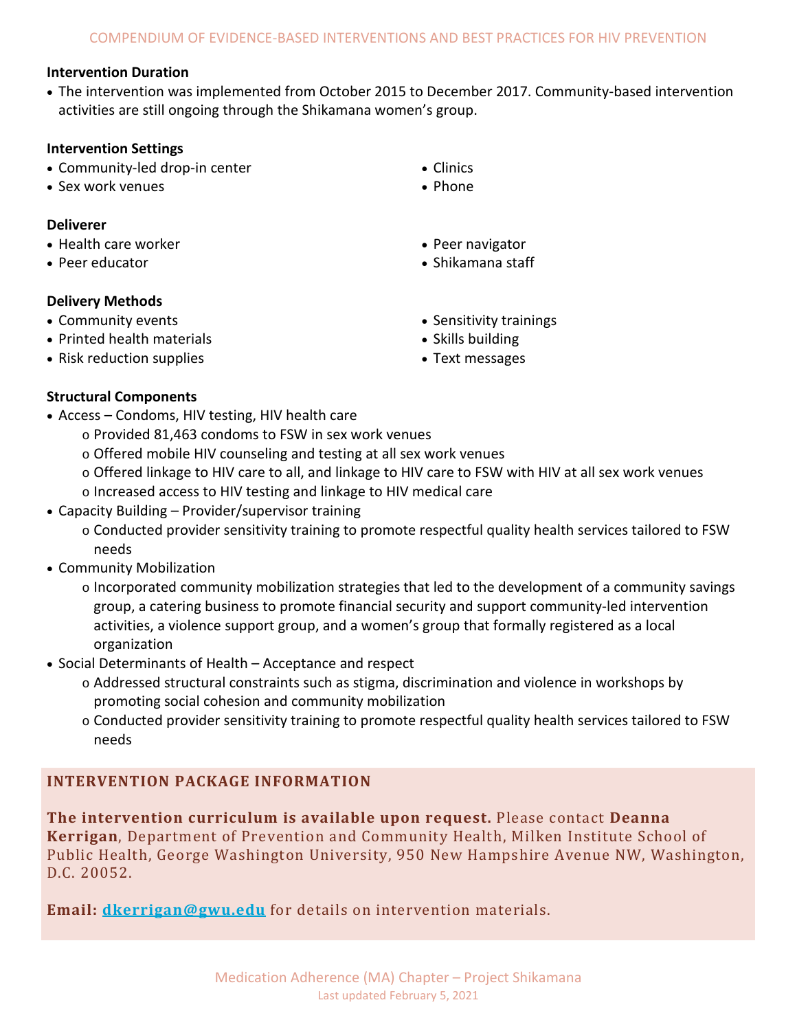**Intervention Duration**

- The intervention was implemented from October 2015 to December 2017. Community-based intervention activities are still ongoing through the Shikamana women's group.

**Intervention Settings**

- Community-led drop-in center
- Sex work venues
- Clinics
- Phone

**Deliverer**

- Health care worker
- Peer educator
- Peer navigator
- Shikamana staff

**Delivery Methods**

- Community events
- Printed health materials
- Risk reduction supplies
- Sensitivity trainings
- Skills building
- Text messages

**Structural Components**

- Access – Condoms, HIV testing, HIV health care
  - Provided 81,463 condoms to FSW in sex work venues
  - Offered mobile HIV counseling and testing at all sex work venues
  - Offered linkage to HIV care to all, and linkage to HIV care to FSW with HIV at all sex work venues
  - Increased access to HIV testing and linkage to HIV medical care
- Capacity Building – Provider/supervisor training
  - Conducted provider sensitivity training to promote respectful quality health services tailored to FSW needs
- Community Mobilization
  - Incorporated community mobilization strategies that led to the development of a community savings group, a catering business to promote financial security and support community-led intervention activities, a violence support group, and a women's group that formally registered as a local organization
- Social Determinants of Health – Acceptance and respect
  - Addressed structural constraints such as stigma, discrimination and violence in workshops by promoting social cohesion and community mobilization
  - Conducted provider sensitivity training to promote respectful quality health services tailored to FSW needs

## INTERVENTION PACKAGE INFORMATION

**The intervention curriculum is available upon request.** Please contact **Deanna Kerrigan**, Department of Prevention and Community Health, Milken Institute School of Public Health, George Washington University, 950 New Hampshire Avenue NW, Washington, D.C. 20052.

**Email:** dkerrigan@gwu.edu for details on intervention materials.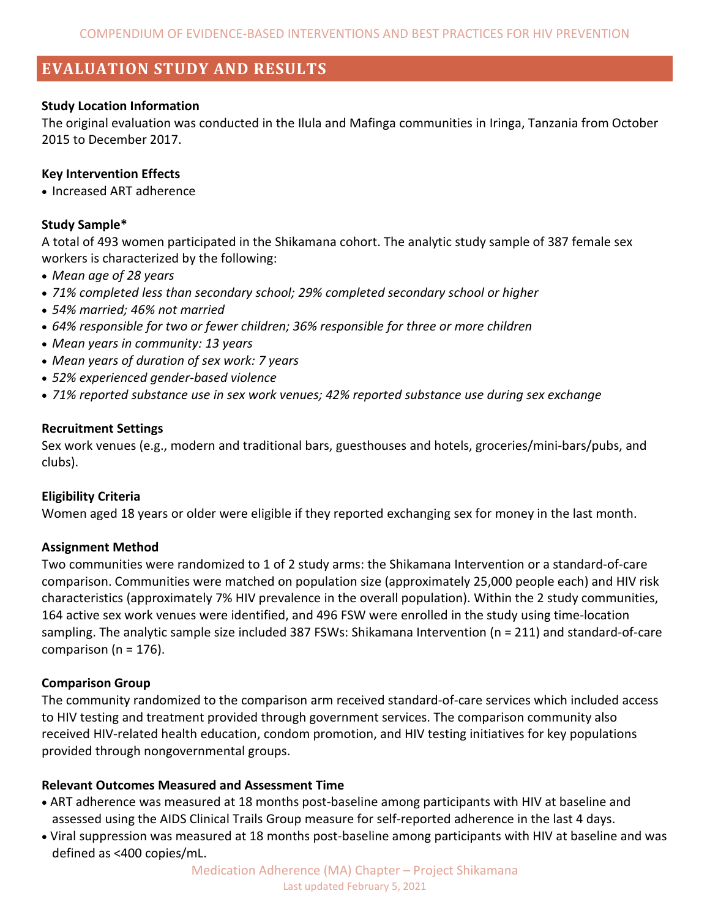## EVALUATION STUDY AND RESULTS

**Study Location Information**

The original evaluation was conducted in the Ilula and Mafinga communities in Iringa, Tanzania from October 2015 to December 2017.

**Key Intervention Effects**

- Increased ART adherence

**Study Sample***

A total of 493 women participated in the Shikamana cohort. The analytic study sample of 387 female sex workers is characterized by the following:

- *Mean age of 28 years*
- *71% completed less than secondary school; 29% completed secondary school or higher*
- *54% married; 46% not married*
- *64% responsible for two or fewer children; 36% responsible for three or more children*
- *Mean years in community: 13 years*
- *Mean years of duration of sex work: 7 years*
- *52% experienced gender-based violence*
- *71% reported substance use in sex work venues; 42% reported substance use during sex exchange*

**Recruitment Settings**

Sex work venues (e.g., modern and traditional bars, guesthouses and hotels, groceries/mini-bars/pubs, and clubs).

**Eligibility Criteria**

Women aged 18 years or older were eligible if they reported exchanging sex for money in the last month.

**Assignment Method**

Two communities were randomized to 1 of 2 study arms: the Shikamana Intervention or a standard-of-care comparison. Communities were matched on population size (approximately 25,000 people each) and HIV risk characteristics (approximately 7% HIV prevalence in the overall population). Within the 2 study communities, 164 active sex work venues were identified, and 496 FSW were enrolled in the study using time-location sampling. The analytic sample size included 387 FSWs: Shikamana Intervention (n = 211) and standard-of-care comparison (n = 176).

**Comparison Group**

The community randomized to the comparison arm received standard-of-care services which included access to HIV testing and treatment provided through government services. The comparison community also received HIV-related health education, condom promotion, and HIV testing initiatives for key populations provided through nongovernmental groups.

**Relevant Outcomes Measured and Assessment Time**

- ART adherence was measured at 18 months post-baseline among participants with HIV at baseline and assessed using the AIDS Clinical Trails Group measure for self-reported adherence in the last 4 days.
- Viral suppression was measured at 18 months post-baseline among participants with HIV at baseline and was defined as <400 copies/mL.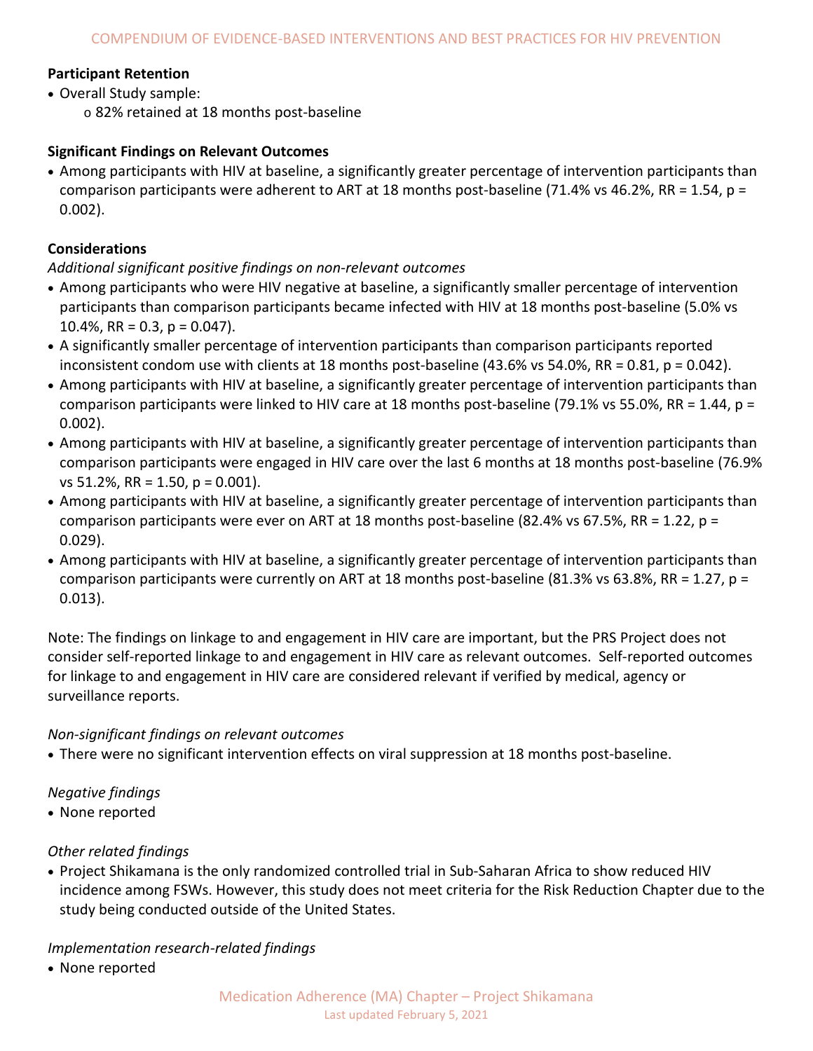**Participant Retention**

- Overall Study sample:
    - 82% retained at 18 months post-baseline

**Significant Findings on Relevant Outcomes**

- Among participants with HIV at baseline, a significantly greater percentage of intervention participants than comparison participants were adherent to ART at 18 months post-baseline (71.4% vs 46.2%, RR = 1.54, $p = 0.002$).

**Considerations**

*Additional significant positive findings on non-relevant outcomes*

- Among participants who were HIV negative at baseline, a significantly smaller percentage of intervention participants than comparison participants became infected with HIV at 18 months post-baseline (5.0% vs 10.4%, RR = 0.3, $p = 0.047$).
- A significantly smaller percentage of intervention participants than comparison participants reported inconsistent condom use with clients at 18 months post-baseline (43.6% vs 54.0%, RR = 0.81, $p = 0.042$).
- Among participants with HIV at baseline, a significantly greater percentage of intervention participants than comparison participants were linked to HIV care at 18 months post-baseline (79.1% vs 55.0%, RR = 1.44, $p = 0.002$).
- Among participants with HIV at baseline, a significantly greater percentage of intervention participants than comparison participants were engaged in HIV care over the last 6 months at 18 months post-baseline (76.9% vs 51.2%, RR = 1.50, $p = 0.001$).
- Among participants with HIV at baseline, a significantly greater percentage of intervention participants than comparison participants were ever on ART at 18 months post-baseline (82.4% vs 67.5%, RR = 1.22, $p = 0.029$).
- Among participants with HIV at baseline, a significantly greater percentage of intervention participants than comparison participants were currently on ART at 18 months post-baseline (81.3% vs 63.8%, RR = 1.27, $p = 0.013$).

Note: The findings on linkage to and engagement in HIV care are important, but the PRS Project does not consider self-reported linkage to and engagement in HIV care as relevant outcomes. Self-reported outcomes for linkage to and engagement in HIV care are considered relevant if verified by medical, agency or surveillance reports.

*Non-significant findings on relevant outcomes*

- There were no significant intervention effects on viral suppression at 18 months post-baseline.

*Negative findings*

- None reported

*Other related findings*

- Project Shikamana is the only randomized controlled trial in Sub-Saharan Africa to show reduced HIV incidence among FSWs. However, this study does not meet criteria for the Risk Reduction Chapter due to the study being conducted outside of the United States.

*Implementation research-related findings*

- None reported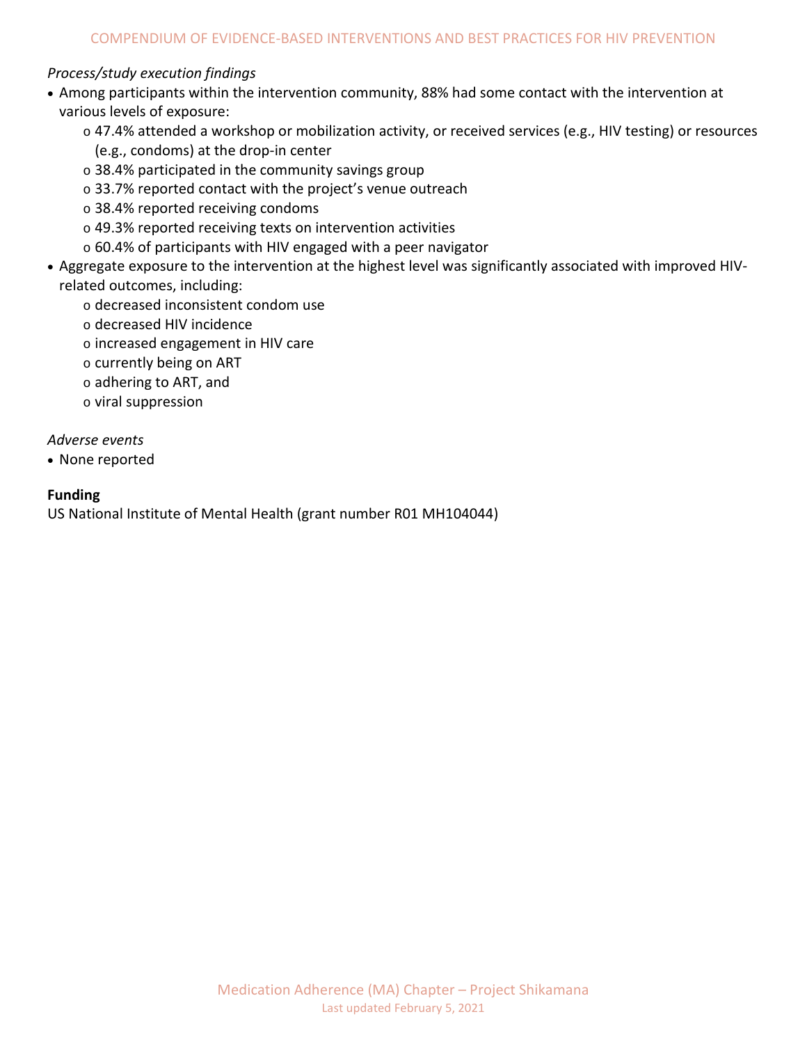*Process/study execution findings*

- Among participants within the intervention community, 88% had some contact with the intervention at various levels of exposure:
    - 47.4% attended a workshop or mobilization activity, or received services (e.g., HIV testing) or resources (e.g., condoms) at the drop-in center
    - 38.4% participated in the community savings group
    - 33.7% reported contact with the project's venue outreach
    - 38.4% reported receiving condoms
    - 49.3% reported receiving texts on intervention activities
    - 60.4% of participants with HIV engaged with a peer navigator
- Aggregate exposure to the intervention at the highest level was significantly associated with improved HIV-related outcomes, including:
    - decreased inconsistent condom use
    - decreased HIV incidence
    - increased engagement in HIV care
    - currently being on ART
    - adhering to ART, and
    - viral suppression

*Adverse events*

- None reported

**Funding**

US National Institute of Mental Health (grant number R01 MH104044)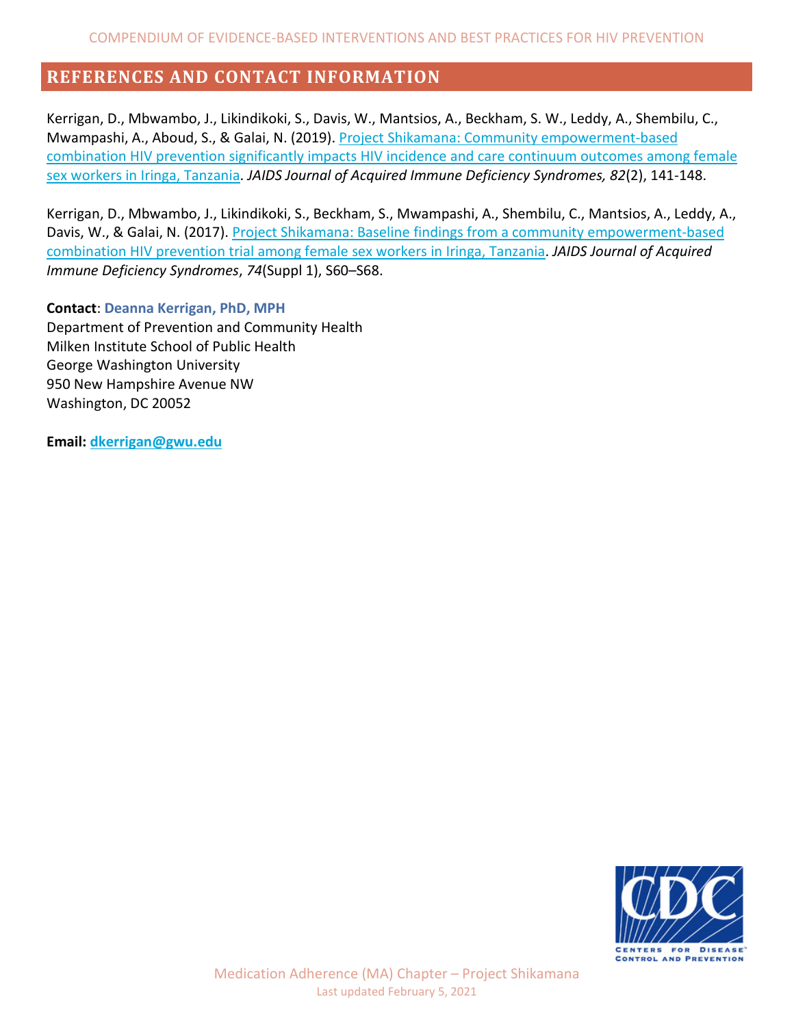## REFERENCES AND CONTACT INFORMATION

Kerrigan, D., Mbwambo, J., Likindikoki, S., Davis, W., Mantsios, A., Beckham, S. W., Leddy, A., Shembilu, C., Mwampashi, A., Aboud, S., & Galai, N. (2019). Project Shikamana: Community empowerment-based combination HIV prevention significantly impacts HIV incidence and care continuum outcomes among female sex workers in Iringa, Tanzania. *JAIDS Journal of Acquired Immune Deficiency Syndromes, 82*(2), 141-148.

Kerrigan, D., Mbwambo, J., Likindikoki, S., Beckham, S., Mwampashi, A., Shembilu, C., Mantsios, A., Leddy, A., Davis, W., & Galai, N. (2017). Project Shikamana: Baseline findings from a community empowerment-based combination HIV prevention trial among female sex workers in Iringa, Tanzania. *JAIDS Journal of Acquired Immune Deficiency Syndromes*, *74*(Suppl 1), S60–S68.

**Contact**: **Deanna Kerrigan, PhD, MPH**
Department of Prevention and Community Health
Milken Institute School of Public Health
George Washington University
950 New Hampshire Avenue NW
Washington, DC 20052

**Email: dkerrigan@gwu.edu**